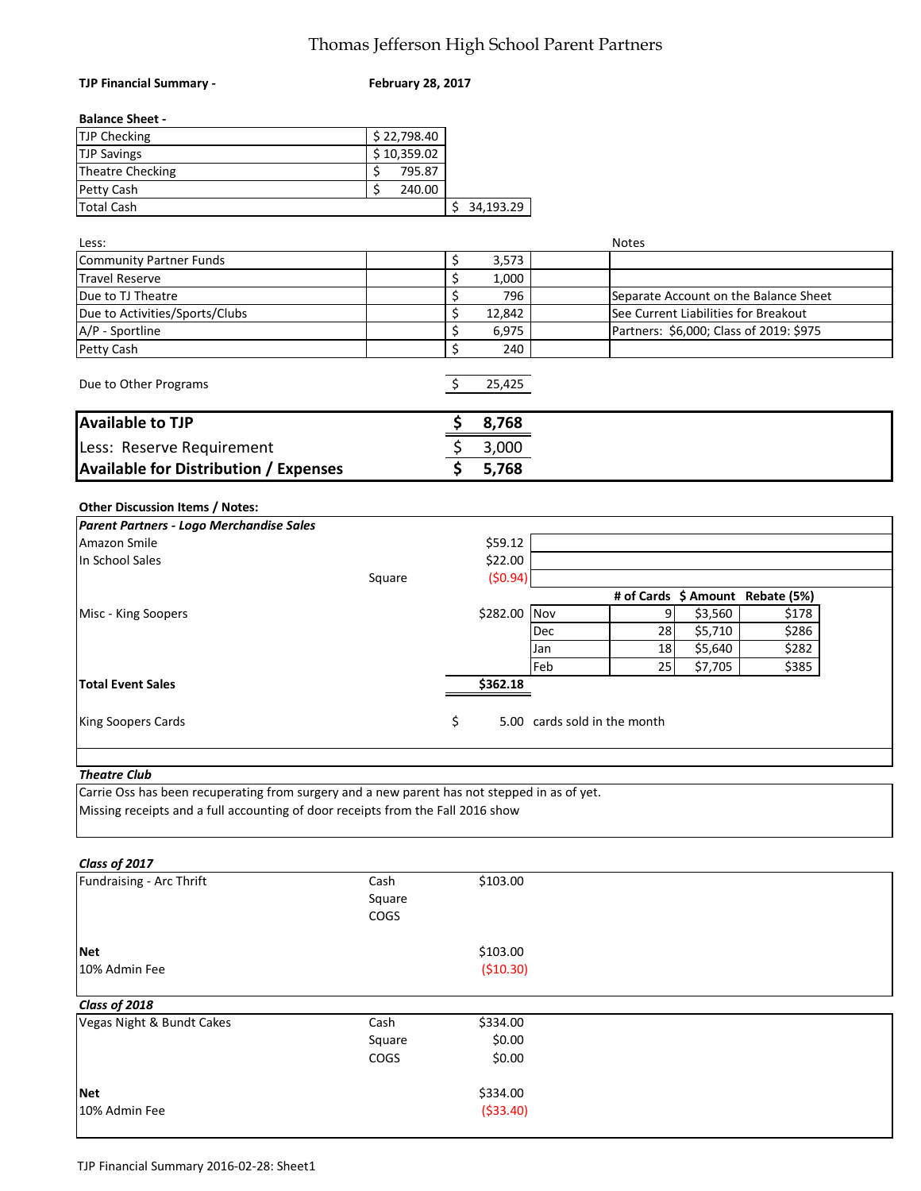# Thomas Jefferson High School Parent Partners

**TJP Financial Summary -** **February 28, 2017**

**Balance Sheet -**

| | | |
|---|---|---|
| TJP Checking | $ 22,798.40 | |
| TJP Savings | $ 10,359.02 | |
| Theatre Checking | $ 795.87 | |
| Petty Cash | $ 240.00 | |
| Total Cash | | $ 34,193.29 |

| Less: | | | Notes |
|---|---|---|---|
| Community Partner Funds | | $ 3,573 | |
| Travel Reserve | | $ 1,000 | |
| Due to TJ Theatre | | $ 796 | Separate Account on the Balance Sheet |
| Due to Activities/Sports/Clubs | | $ 12,842 | See Current Liabilities for Breakout |
| A/P - Sportline | | $ 6,975 | Partners: $6,000; Class of 2019: $975 |
| Petty Cash | | $ 240 | |
| | | | |
| Due to Other Programs | | $ 25,425 | |

| | |
|---|---|
| **Available to TJP** | **$ 8,768** |
| Less: Reserve Requirement | $ 3,000 |
| **Available for Distribution / Expenses** | **$ 5,768** |

**Other Discussion Items / Notes:**

| *Parent Partners - Logo Merchandise Sales* | | | | | | |
|---|---|---|---|---|---|---|
| Amazon Smile | | $59.12 | | | | |
| In School Sales | | $22.00 | | | | |
| | Square | ($0.94) | | | | |
| | | | | # of Cards | $ Amount | Rebate (5%) |
| Misc - King Soopers | | $282.00 | Nov | 9 | $3,560 | $178 |
| | | | Dec | 28 | $5,710 | $286 |
| | | | Jan | 18 | $5,640 | $282 |
| | | | Feb | 25 | $7,705 | $385 |
| **Total Event Sales** | | **$362.18** | | | | |
| | | | | | | |
| King Soopers Cards | | $ 5.00 | cards sold in the month | | | |

*Theatre Club*

Carrie Oss has been recuperating from surgery and a new parent has not stepped in as of yet.
Missing receipts and a full accounting of door receipts from the Fall 2016 show

| *Class of 2017* | | |
|---|---|---|
| Fundraising - Arc Thrift | Cash | $103.00 |
| | Square | |
| | COGS | |
| | | |
| **Net** | | $103.00 |
| 10% Admin Fee | | ($10.30) |

| *Class of 2018* | | |
|---|---|---|
| Vegas Night & Bundt Cakes | Cash | $334.00 |
| | Square | $0.00 |
| | COGS | $0.00 |
| | | |
| **Net** | | $334.00 |
| 10% Admin Fee | | ($33.40) |

TJP Financial Summary 2016-02-28: Sheet1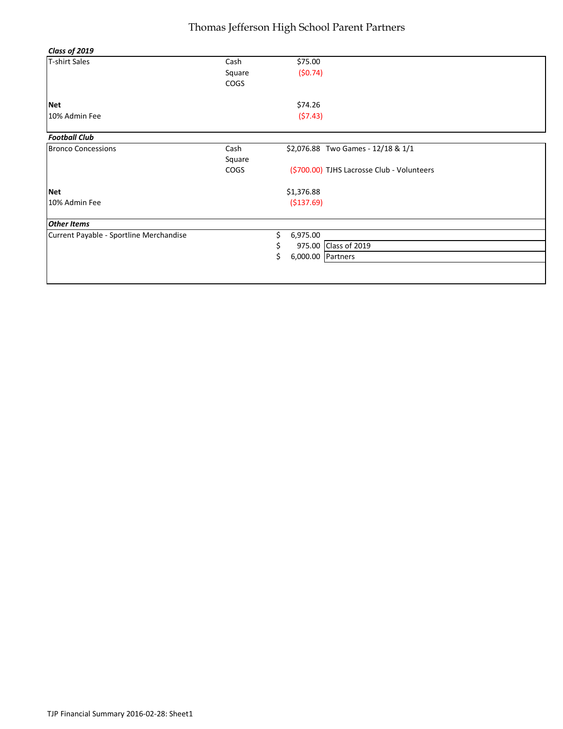# Thomas Jefferson High School Parent Partners

***Class of 2019***

| | | | |
|---|---|---|---|
| T-shirt Sales | Cash | $75.00 | |
| | Square | ($0.74) | |
| | COGS | | |
| **Net** | | $74.26 | |
| 10% Admin Fee | | ($7.43) | |

***Football Club***

| | | | |
|---|---|---|---|
| Bronco Concessions | Cash | $2,076.88 | Two Games - 12/18 & 1/1 |
| | Square | | |
| | COGS | ($700.00) | TJHS Lacrosse Club - Volunteers |
| **Net** | | $1,376.88 | |
| 10% Admin Fee | | ($137.69) | |

***Other Items***

| | | |
|---|---|---|
| Current Payable - Sportline Merchandise | $ 6,975.00 | |
| | $ 975.00 | Class of 2019 |
| | $ 6,000.00 | Partners |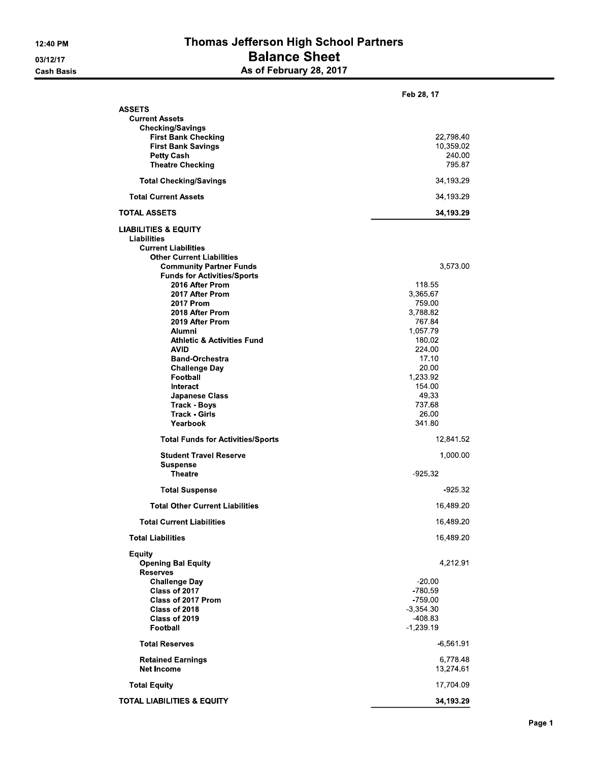# Thomas Jefferson High School Partners

## Balance Sheet

### As of February 28, 2017

12:40 PM
03/12/17
Cash Basis

| | | Feb 28, 17 |
|---|---|---|
| **ASSETS** | | |
| **Current Assets** | | |
| **Checking/Savings** | | |
| **First Bank Checking** | | 22,798.40 |
| **First Bank Savings** | | 10,359.02 |
| **Petty Cash** | | 240.00 |
| **Theatre Checking** | | 795.87 |
| **Total Checking/Savings** | | 34,193.29 |
| **Total Current Assets** | | 34,193.29 |
| **TOTAL ASSETS** | | **34,193.29** |
| **LIABILITIES & EQUITY** | | |
| **Liabilities** | | |
| **Current Liabilities** | | |
| **Other Current Liabilities** | | |
| **Community Partner Funds** | | 3,573.00 |
| **Funds for Activities/Sports** | | |
| **2016 After Prom** | 118.55 | |
| **2017 After Prom** | 3,365.67 | |
| **2017 Prom** | 759.00 | |
| **2018 After Prom** | 3,788.82 | |
| **2019 After Prom** | 767.84 | |
| **Alumni** | 1,057.79 | |
| **Athletic & Activities Fund** | 180.02 | |
| **AVID** | 224.00 | |
| **Band-Orchestra** | 17.10 | |
| **Challenge Day** | 20.00 | |
| **Football** | 1,233.92 | |
| **Interact** | 154.00 | |
| **Japanese Class** | 49.33 | |
| **Track - Boys** | 737.68 | |
| **Track - Girls** | 26.00 | |
| **Yearbook** | 341.80 | |
| **Total Funds for Activities/Sports** | | 12,841.52 |
| **Student Travel Reserve** | | 1,000.00 |
| **Suspense** | | |
| **Theatre** | -925.32 | |
| **Total Suspense** | | -925.32 |
| **Total Other Current Liabilities** | | 16,489.20 |
| **Total Current Liabilities** | | 16,489.20 |
| **Total Liabilities** | | 16,489.20 |
| **Equity** | | |
| **Opening Bal Equity** | | 4,212.91 |
| **Reserves** | | |
| **Challenge Day** | -20.00 | |
| **Class of 2017** | -780.59 | |
| **Class of 2017 Prom** | -759.00 | |
| **Class of 2018** | -3,354.30 | |
| **Class of 2019** | -408.83 | |
| **Football** | -1,239.19 | |
| **Total Reserves** | | -6,561.91 |
| **Retained Earnings** | | 6,778.48 |
| **Net Income** | | 13,274.61 |
| **Total Equity** | | 17,704.09 |
| **TOTAL LIABILITIES & EQUITY** | | **34,193.29** |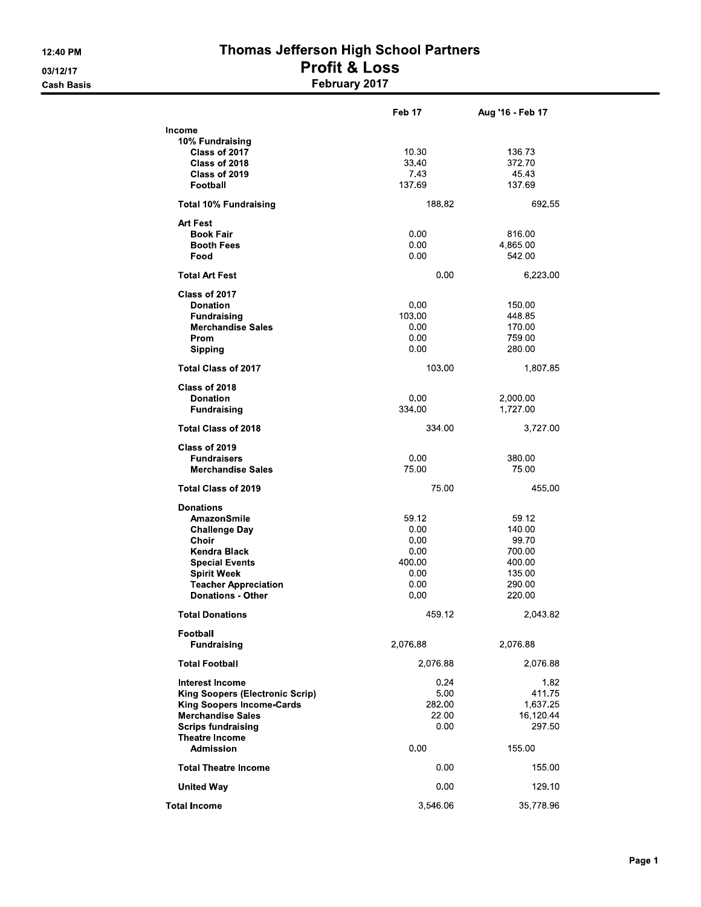12:40 PM

03/12/17

Cash Basis

# Thomas Jefferson High School Partners

## Profit & Loss

### February 2017

| | Feb 17 | Aug '16 - Feb 17 |
|---|---|---|
| **Income** | | |
| **10% Fundraising** | | |
| Class of 2017 | 10.30 | 136.73 |
| Class of 2018 | 33.40 | 372.70 |
| Class of 2019 | 7.43 | 45.43 |
| Football | 137.69 | 137.69 |
| **Total 10% Fundraising** | 188.82 | 692.55 |
| **Art Fest** | | |
| Book Fair | 0.00 | 816.00 |
| Booth Fees | 0.00 | 4,865.00 |
| Food | 0.00 | 542.00 |
| **Total Art Fest** | 0.00 | 6,223.00 |
| **Class of 2017** | | |
| Donation | 0.00 | 150.00 |
| Fundraising | 103.00 | 448.85 |
| Merchandise Sales | 0.00 | 170.00 |
| Prom | 0.00 | 759.00 |
| Sipping | 0.00 | 280.00 |
| **Total Class of 2017** | 103.00 | 1,807.85 |
| **Class of 2018** | | |
| Donation | 0.00 | 2,000.00 |
| Fundraising | 334.00 | 1,727.00 |
| **Total Class of 2018** | 334.00 | 3,727.00 |
| **Class of 2019** | | |
| Fundraisers | 0.00 | 380.00 |
| Merchandise Sales | 75.00 | 75.00 |
| **Total Class of 2019** | 75.00 | 455.00 |
| **Donations** | | |
| AmazonSmile | 59.12 | 59.12 |
| Challenge Day | 0.00 | 140.00 |
| Choir | 0.00 | 99.70 |
| Kendra Black | 0.00 | 700.00 |
| Special Events | 400.00 | 400.00 |
| Spirit Week | 0.00 | 135.00 |
| Teacher Appreciation | 0.00 | 290.00 |
| Donations - Other | 0.00 | 220.00 |
| **Total Donations** | 459.12 | 2,043.82 |
| **Football** | | |
| Fundraising | 2,076.88 | 2,076.88 |
| **Total Football** | 2,076.88 | 2,076.88 |
| Interest Income | 0.24 | 1.82 |
| King Soopers (Electronic Scrip) | 5.00 | 411.75 |
| King Soopers Income-Cards | 282.00 | 1,637.25 |
| Merchandise Sales | 22.00 | 16,120.44 |
| Scrips fundraising | 0.00 | 297.50 |
| **Theatre Income** | | |
| Admission | 0.00 | 155.00 |
| **Total Theatre Income** | 0.00 | 155.00 |
| United Way | 0.00 | 129.10 |
| **Total Income** | 3,546.06 | 35,778.96 |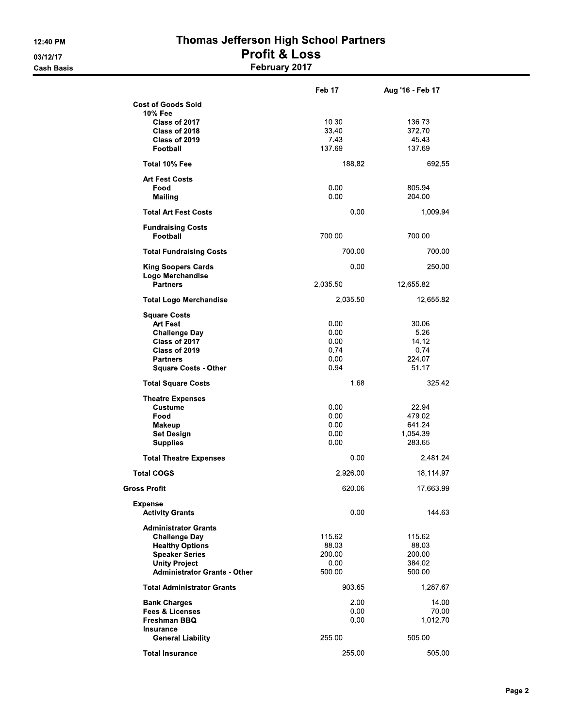# Thomas Jefferson High School Partners

## Profit & Loss

### February 2017

12:40 PM
03/12/17
Cash Basis

| | Feb 17 | Aug '16 - Feb 17 |
|---|---|---|
| **Cost of Goods Sold** | | |
| **10% Fee** | | |
| Class of 2017 | 10.30 | 136.73 |
| Class of 2018 | 33.40 | 372.70 |
| Class of 2019 | 7.43 | 45.43 |
| Football | 137.69 | 137.69 |
| **Total 10% Fee** | 188.82 | 692.55 |
| **Art Fest Costs** | | |
| Food | 0.00 | 805.94 |
| Mailing | 0.00 | 204.00 |
| **Total Art Fest Costs** | 0.00 | 1,009.94 |
| **Fundraising Costs** | | |
| Football | 700.00 | 700.00 |
| **Total Fundraising Costs** | 700.00 | 700.00 |
| **King Soopers Cards** | 0.00 | 250.00 |
| **Logo Merchandise** | | |
| Partners | 2,035.50 | 12,655.82 |
| **Total Logo Merchandise** | 2,035.50 | 12,655.82 |
| **Square Costs** | | |
| Art Fest | 0.00 | 30.06 |
| Challenge Day | 0.00 | 5.26 |
| Class of 2017 | 0.00 | 14.12 |
| Class of 2019 | 0.74 | 0.74 |
| Partners | 0.00 | 224.07 |
| Square Costs - Other | 0.94 | 51.17 |
| **Total Square Costs** | 1.68 | 325.42 |
| **Theatre Expenses** | | |
| Custume | 0.00 | 22.94 |
| Food | 0.00 | 479.02 |
| Makeup | 0.00 | 641.24 |
| Set Design | 0.00 | 1,054.39 |
| Supplies | 0.00 | 283.65 |
| **Total Theatre Expenses** | 0.00 | 2,481.24 |
| **Total COGS** | 2,926.00 | 18,114.97 |
| **Gross Profit** | 620.06 | 17,663.99 |
| **Expense** | | |
| **Activity Grants** | 0.00 | 144.63 |
| **Administrator Grants** | | |
| Challenge Day | 115.62 | 115.62 |
| Healthy Options | 88.03 | 88.03 |
| Speaker Series | 200.00 | 200.00 |
| Unity Project | 0.00 | 384.02 |
| Administrator Grants - Other | 500.00 | 500.00 |
| **Total Administrator Grants** | 903.65 | 1,287.67 |
| **Bank Charges** | 2.00 | 14.00 |
| **Fees & Licenses** | 0.00 | 70.00 |
| **Freshman BBQ** | 0.00 | 1,012.70 |
| **Insurance** | | |
| General Liability | 255.00 | 505.00 |
| **Total Insurance** | 255.00 | 505.00 |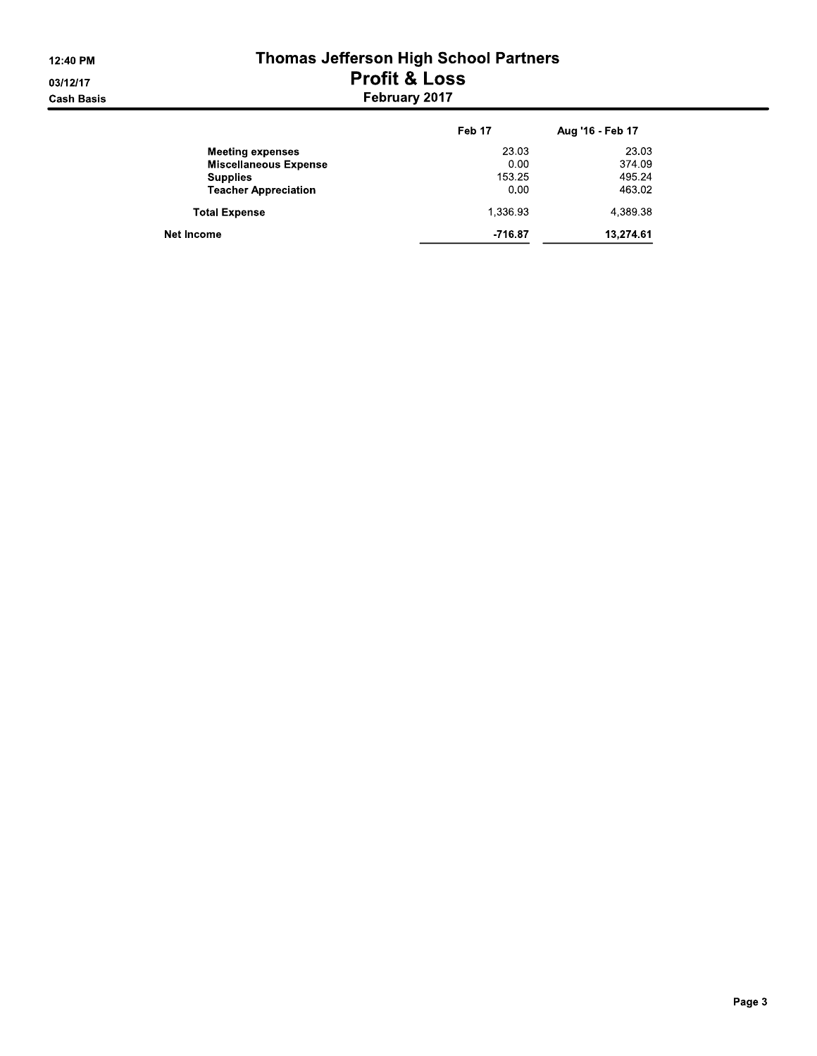# Thomas Jefferson High School Partners

## Profit & Loss

### February 2017

12:40 PM
03/12/17
Cash Basis

| | Feb 17 | Aug '16 - Feb 17 |
|---|---|---|
| **Meeting expenses** | 23.03 | 23.03 |
| **Miscellaneous Expense** | 0.00 | 374.09 |
| **Supplies** | 153.25 | 495.24 |
| **Teacher Appreciation** | 0.00 | 463.02 |
| **Total Expense** | 1,336.93 | 4,389.38 |
| **Net Income** | **-716.87** | **13,274.61** |